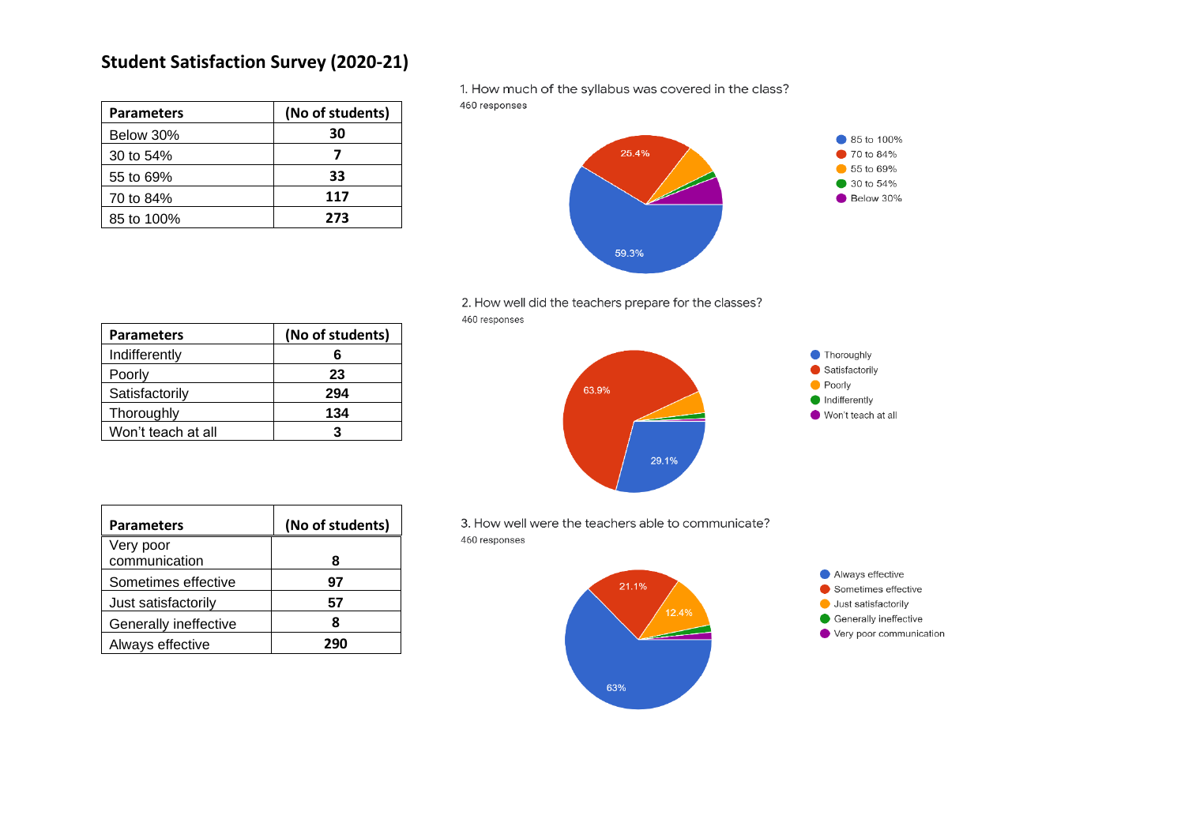# Student Satisfaction Survey (2020-21)

1. How much of the syllabus was covered in the class?
460 responses

| Parameters | (No of students) |
|---|---|
| Below 30% | 30 |
| 30 to 54% | 7 |
| 55 to 69% | 33 |
| 70 to 84% | 117 |
| 85 to 100% | 273 |

2. How well did the teachers prepare for the classes?
460 responses

| Parameters | (No of students) |
|---|---|
| Indifferently | 6 |
| Poorly | 23 |
| Satisfactorily | 294 |
| Thoroughly | 134 |
| Won't teach at all | 3 |

3. How well were the teachers able to communicate?
460 responses

| Parameters | (No of students) |
|---|---|
| Very poor communication | 8 |
| Sometimes effective | 97 |
| Just satisfactorily | 57 |
| Generally ineffective | 8 |
| Always effective | 290 |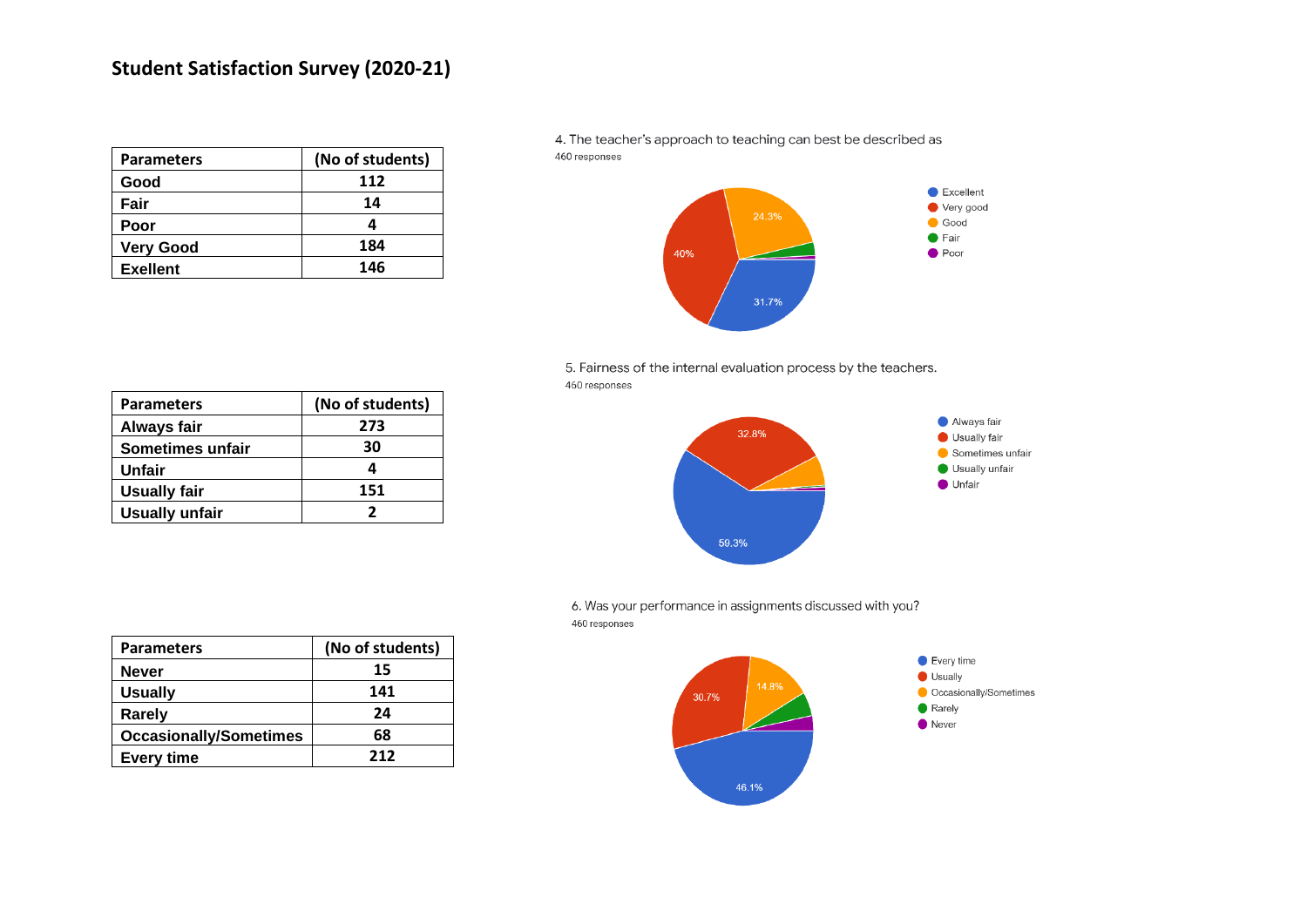## Student Satisfaction Survey (2020-21)

| Parameters | (No of students) |
|---|---|
| Good | 112 |
| Fair | 14 |
| Poor | 4 |
| Very Good | 184 |
| Exellent | 146 |

4. The teacher's approach to teaching can best be described as

460 responses

- Excellent: 31.7%
- Very good: 40%
- Good: 24.3%
- Fair
- Poor

| Parameters | (No of students) |
|---|---|
| Always fair | 273 |
| Sometimes unfair | 30 |
| Unfair | 4 |
| Usually fair | 151 |
| Usually unfair | 2 |

5. Fairness of the internal evaluation process by the teachers.

460 responses

- Always fair: 59.3%
- Usually fair: 32.8%
- Sometimes unfair
- Usually unfair
- Unfair

| Parameters | (No of students) |
|---|---|
| Never | 15 |
| Usually | 141 |
| Rarely | 24 |
| Occasionally/Sometimes | 68 |
| Every time | 212 |

6. Was your performance in assignments discussed with you?

460 responses

- Every time: 46.1%
- Usually: 30.7%
- Occasionally/Sometimes: 14.8%
- Rarely
- Never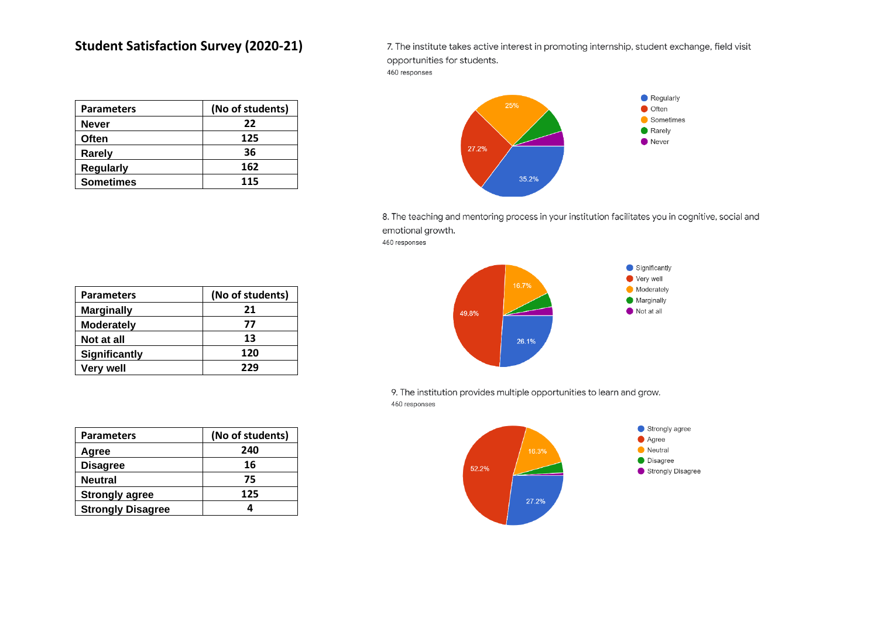# Student Satisfaction Survey (2020-21)

7. The institute takes active interest in promoting internship, student exchange, field visit opportunities for students.

460 responses

| Parameters | (No of students) |
|---|---|
| Never | 22 |
| Often | 125 |
| Rarely | 36 |
| Regularly | 162 |
| Sometimes | 115 |

Regularly: 35.2%
Often: 27.2%
Sometimes: 25%
Rarely
Never

8. The teaching and mentoring process in your institution facilitates you in cognitive, social and emotional growth.

460 responses

| Parameters | (No of students) |
|---|---|
| Marginally | 21 |
| Moderately | 77 |
| Not at all | 13 |
| Significantly | 120 |
| Very well | 229 |

Significantly: 26.1%
Very well: 49.8%
Moderately: 16.7%
Marginally
Not at all

9. The institution provides multiple opportunities to learn and grow.

460 responses

| Parameters | (No of students) |
|---|---|
| Agree | 240 |
| Disagree | 16 |
| Neutral | 75 |
| Strongly agree | 125 |
| Strongly Disagree | 4 |

Strongly agree: 27.2%
Agree: 52.2%
Neutral: 16.3%
Disagree
Strongly Disagree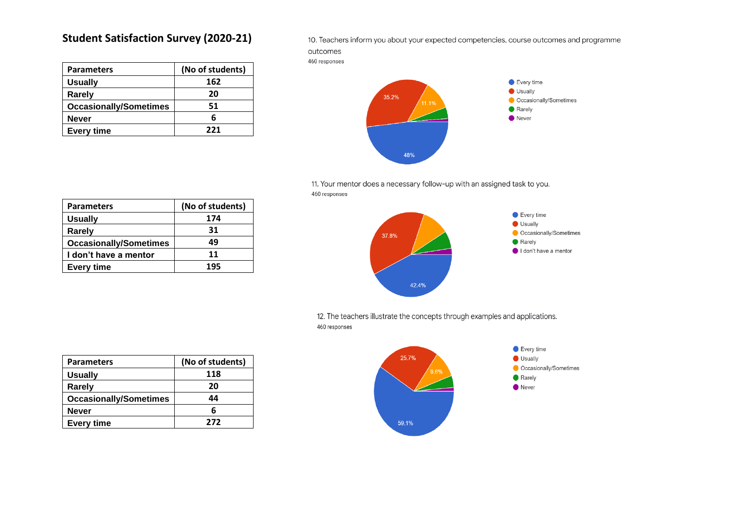## Student Satisfaction Survey (2020-21)

10. Teachers inform you about your expected competencies, course outcomes and programme outcomes

460 responses

| Parameters | (No of students) |
|---|---|
| Usually | 162 |
| Rarely | 20 |
| Occasionally/Sometimes | 51 |
| Never | 6 |
| Every time | 221 |

Every time 48%, Usually 35.2%, Occasionally/Sometimes 11.1%, Rarely, Never

11. Your mentor does a necessary follow-up with an assigned task to you.

460 responses

| Parameters | (No of students) |
|---|---|
| Usually | 174 |
| Rarely | 31 |
| Occasionally/Sometimes | 49 |
| I don't have a mentor | 11 |
| Every time | 195 |

Every time 42.4%, Usually 37.8%, Occasionally/Sometimes, Rarely, I don't have a mentor

12. The teachers illustrate the concepts through examples and applications.

460 responses

| Parameters | (No of students) |
|---|---|
| Usually | 118 |
| Rarely | 20 |
| Occasionally/Sometimes | 44 |
| Never | 6 |
| Every time | 272 |

Every time 59.1%, Usually 25.7%, Occasionally/Sometimes 9.6%, Rarely, Never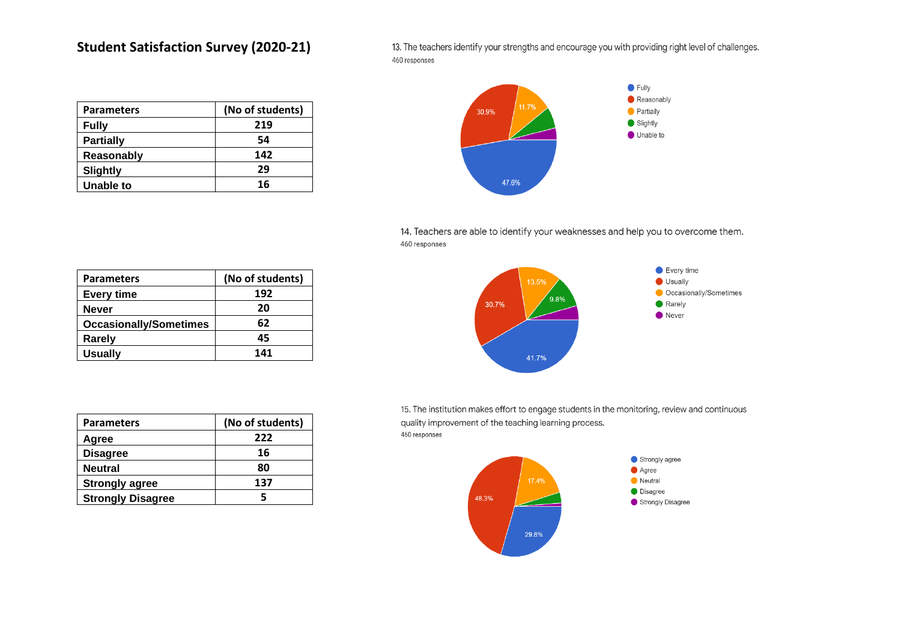## Student Satisfaction Survey (2020-21)

13. The teachers identify your strengths and encourage you with providing right level of challenges.

460 responses

| Parameters | (No of students) |
|---|---|
| Fully | 219 |
| Partially | 54 |
| Reasonably | 142 |
| Slightly | 29 |
| Unable to | 16 |

Fully: 47.6%, Reasonably: 30.9%, Partially: 11.7%

14. Teachers are able to identify your weaknesses and help you to overcome them.

460 responses

| Parameters | (No of students) |
|---|---|
| Every time | 192 |
| Never | 20 |
| Occasionally/Sometimes | 62 |
| Rarely | 45 |
| Usually | 141 |

Every time: 41.7%, Usually: 30.7%, Occasionally/Sometimes: 13.5%, Rarely: 9.8%

15. The institution makes effort to engage students in the monitoring, review and continuous quality improvement of the teaching learning process.

460 responses

| Parameters | (No of students) |
|---|---|
| Agree | 222 |
| Disagree | 16 |
| Neutral | 80 |
| Strongly agree | 137 |
| Strongly Disagree | 5 |

Agree: 48.3%, Strongly agree: 29.8%, Neutral: 17.4%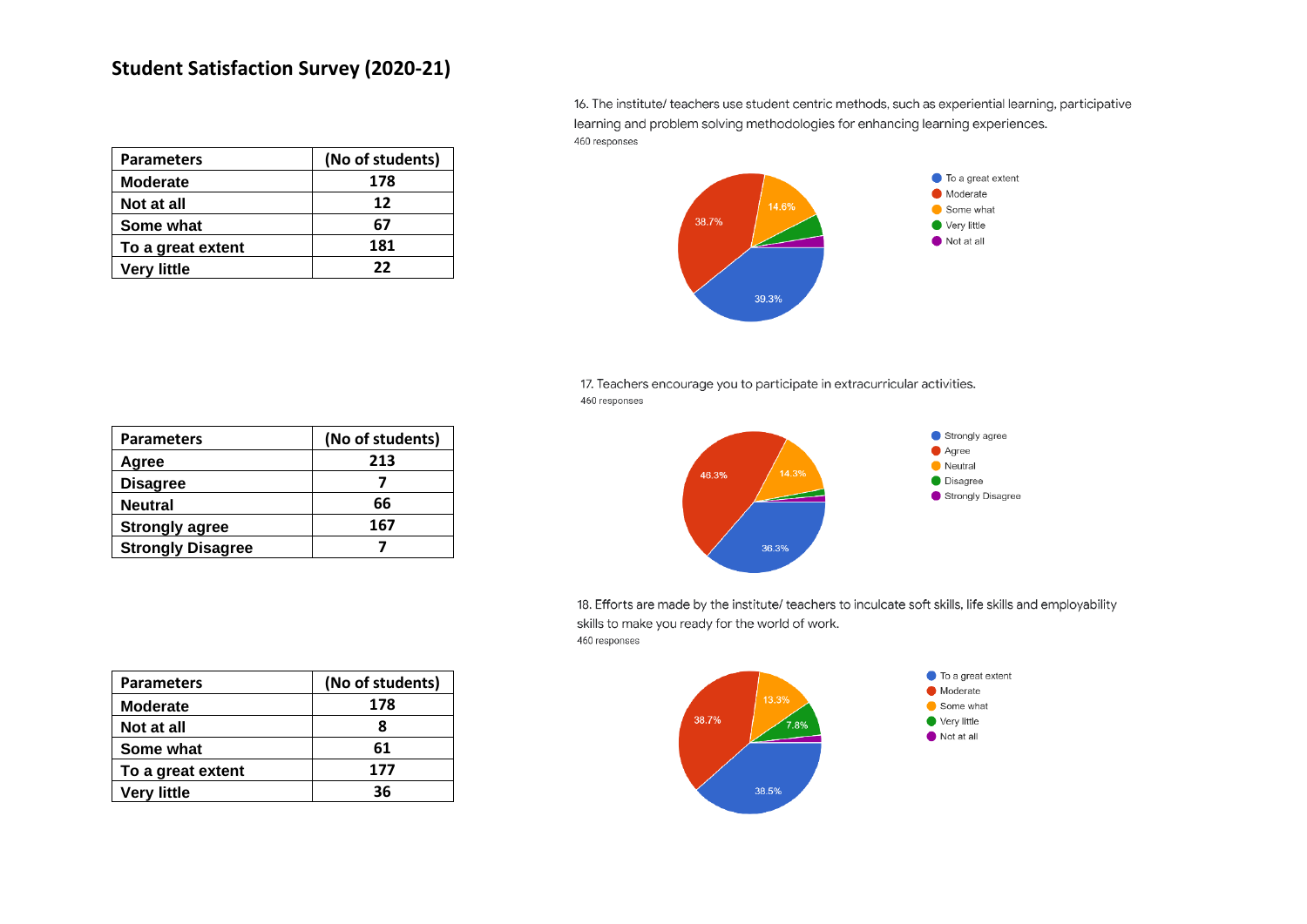## Student Satisfaction Survey (2020-21)

16. The institute/ teachers use student centric methods, such as experiential learning, participative learning and problem solving methodologies for enhancing learning experiences.

460 responses

| Parameters | (No of students) |
|---|---|
| Moderate | 178 |
| Not at all | 12 |
| Some what | 67 |
| To a great extent | 181 |
| Very little | 22 |

To a great extent
Moderate
Some what
Very little
Not at all

14.6%
38.7%
39.3%

17. Teachers encourage you to participate in extracurricular activities.

460 responses

| Parameters | (No of students) |
|---|---|
| Agree | 213 |
| Disagree | 7 |
| Neutral | 66 |
| Strongly agree | 167 |
| Strongly Disagree | 7 |

Strongly agree
Agree
Neutral
Disagree
Strongly Disagree

46.3%
14.3%
36.3%

18. Efforts are made by the institute/ teachers to inculcate soft skills, life skills and employability skills to make you ready for the world of work.

460 responses

| Parameters | (No of students) |
|---|---|
| Moderate | 178 |
| Not at all | 8 |
| Some what | 61 |
| To a great extent | 177 |
| Very little | 36 |

To a great extent
Moderate
Some what
Very little
Not at all

13.3%
38.7%
7.8%
38.5%